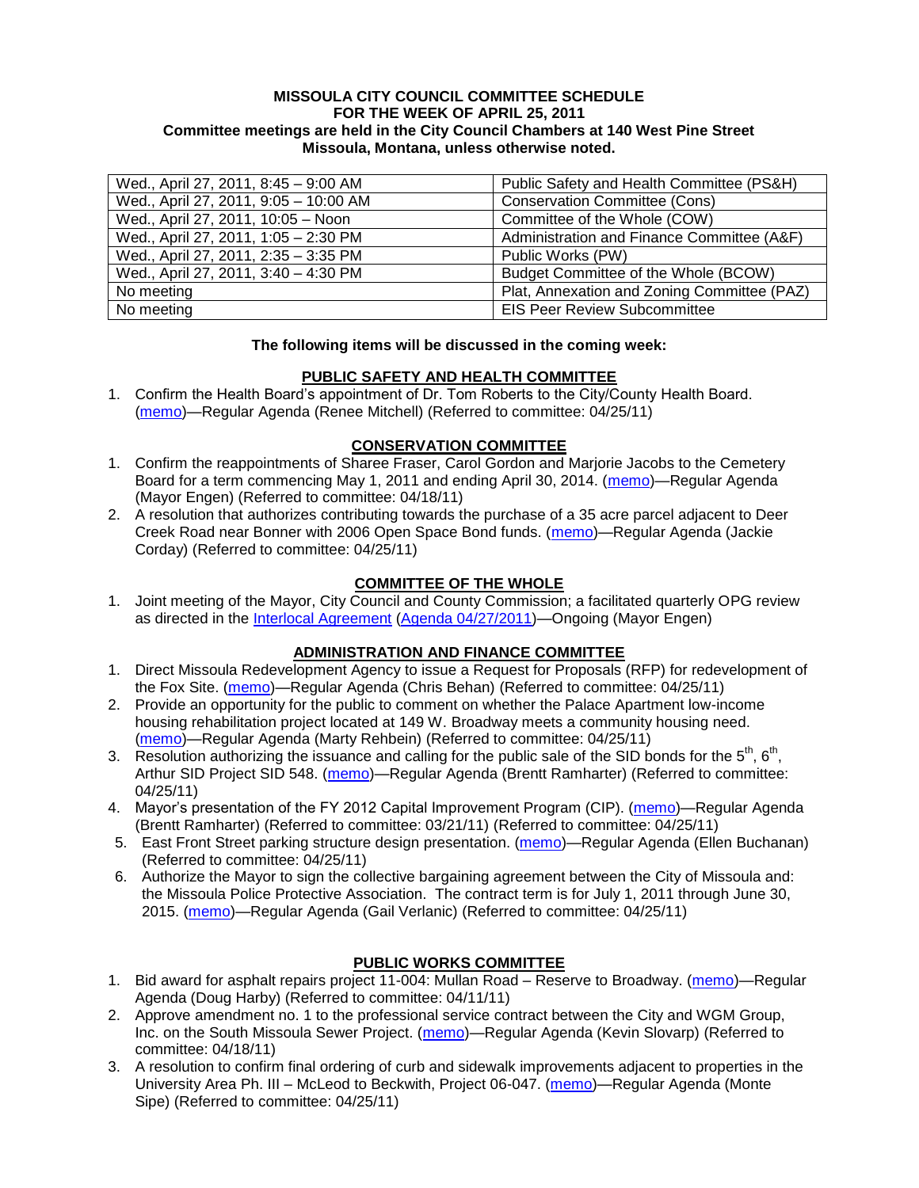**MISSOULA CITY COUNCIL COMMITTEE SCHEDULE**
**FOR THE WEEK OF APRIL 25, 2011**
**Committee meetings are held in the City Council Chambers at 140 West Pine Street**
**Missoula, Montana, unless otherwise noted.**

| | |
|---|---|
| Wed., April 27, 2011, 8:45 – 9:00 AM | Public Safety and Health Committee (PS&H) |
| Wed., April 27, 2011, 9:05 – 10:00 AM | Conservation Committee (Cons) |
| Wed., April 27, 2011, 10:05 – Noon | Committee of the Whole (COW) |
| Wed., April 27, 2011, 1:05 – 2:30 PM | Administration and Finance Committee (A&F) |
| Wed., April 27, 2011, 2:35 – 3:35 PM | Public Works (PW) |
| Wed., April 27, 2011, 3:40 – 4:30 PM | Budget Committee of the Whole (BCOW) |
| No meeting | Plat, Annexation and Zoning Committee (PAZ) |
| No meeting | EIS Peer Review Subcommittee |

**The following items will be discussed in the coming week:**

## PUBLIC SAFETY AND HEALTH COMMITTEE

1. Confirm the Health Board's appointment of Dr. Tom Roberts to the City/County Health Board. (memo)—Regular Agenda (Renee Mitchell) (Referred to committee: 04/25/11)

## CONSERVATION COMMITTEE

1. Confirm the reappointments of Sharee Fraser, Carol Gordon and Marjorie Jacobs to the Cemetery Board for a term commencing May 1, 2011 and ending April 30, 2014. (memo)—Regular Agenda (Mayor Engen) (Referred to committee: 04/18/11)
2. A resolution that authorizes contributing towards the purchase of a 35 acre parcel adjacent to Deer Creek Road near Bonner with 2006 Open Space Bond funds. (memo)—Regular Agenda (Jackie Corday) (Referred to committee: 04/25/11)

## COMMITTEE OF THE WHOLE

1. Joint meeting of the Mayor, City Council and County Commission; a facilitated quarterly OPG review as directed in the Interlocal Agreement (Agenda 04/27/2011)—Ongoing (Mayor Engen)

## ADMINISTRATION AND FINANCE COMMITTEE

1. Direct Missoula Redevelopment Agency to issue a Request for Proposals (RFP) for redevelopment of the Fox Site. (memo)—Regular Agenda (Chris Behan) (Referred to committee: 04/25/11)
2. Provide an opportunity for the public to comment on whether the Palace Apartment low-income housing rehabilitation project located at 149 W. Broadway meets a community housing need. (memo)—Regular Agenda (Marty Rehbein) (Referred to committee: 04/25/11)
3. Resolution authorizing the issuance and calling for the public sale of the SID bonds for the 5th, 6th, Arthur SID Project SID 548. (memo)—Regular Agenda (Brentt Ramharter) (Referred to committee: 04/25/11)
4. Mayor's presentation of the FY 2012 Capital Improvement Program (CIP). (memo)—Regular Agenda (Brentt Ramharter) (Referred to committee: 03/21/11) (Referred to committee: 04/25/11)
5. East Front Street parking structure design presentation. (memo)—Regular Agenda (Ellen Buchanan) (Referred to committee: 04/25/11)
6. Authorize the Mayor to sign the collective bargaining agreement between the City of Missoula and: the Missoula Police Protective Association. The contract term is for July 1, 2011 through June 30, 2015. (memo)—Regular Agenda (Gail Verlanic) (Referred to committee: 04/25/11)

## PUBLIC WORKS COMMITTEE

1. Bid award for asphalt repairs project 11-004: Mullan Road – Reserve to Broadway. (memo)—Regular Agenda (Doug Harby) (Referred to committee: 04/11/11)
2. Approve amendment no. 1 to the professional service contract between the City and WGM Group, Inc. on the South Missoula Sewer Project. (memo)—Regular Agenda (Kevin Slovarp) (Referred to committee: 04/18/11)
3. A resolution to confirm final ordering of curb and sidewalk improvements adjacent to properties in the University Area Ph. III – McLeod to Beckwith, Project 06-047. (memo)—Regular Agenda (Monte Sipe) (Referred to committee: 04/25/11)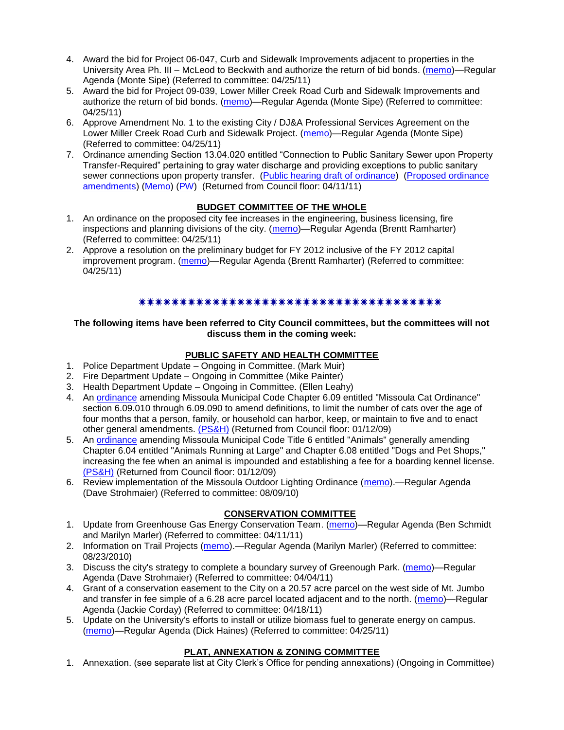4. Award the bid for Project 06-047, Curb and Sidewalk Improvements adjacent to properties in the University Area Ph. III – McLeod to Beckwith and authorize the return of bid bonds. (memo)—Regular Agenda (Monte Sipe) (Referred to committee: 04/25/11)
5. Award the bid for Project 09-039, Lower Miller Creek Road Curb and Sidewalk Improvements and authorize the return of bid bonds. (memo)—Regular Agenda (Monte Sipe) (Referred to committee: 04/25/11)
6. Approve Amendment No. 1 to the existing City / DJ&A Professional Services Agreement on the Lower Miller Creek Road Curb and Sidewalk Project. (memo)—Regular Agenda (Monte Sipe) (Referred to committee: 04/25/11)
7. Ordinance amending Section 13.04.020 entitled "Connection to Public Sanitary Sewer upon Property Transfer-Required" pertaining to gray water discharge and providing exceptions to public sanitary sewer connections upon property transfer. (Public hearing draft of ordinance) (Proposed ordinance amendments) (Memo) (PW) (Returned from Council floor: 04/11/11)

## BUDGET COMMITTEE OF THE WHOLE

1. An ordinance on the proposed city fee increases in the engineering, business licensing, fire inspections and planning divisions of the city. (memo)—Regular Agenda (Brentt Ramharter) (Referred to committee: 04/25/11)
2. Approve a resolution on the preliminary budget for FY 2012 inclusive of the FY 2012 capital improvement program. (memo)—Regular Agenda (Brentt Ramharter) (Referred to committee: 04/25/11)

✷✷✷✷✷✷✷✷✷✷✷✷✷✷✷✷✷✷✷✷✷✷✷✷✷✷✷✷✷✷✷✷✷✷✷✷✷

**The following items have been referred to City Council committees, but the committees will not discuss them in the coming week:**

## PUBLIC SAFETY AND HEALTH COMMITTEE

1. Police Department Update – Ongoing in Committee. (Mark Muir)
2. Fire Department Update – Ongoing in Committee (Mike Painter)
3. Health Department Update – Ongoing in Committee. (Ellen Leahy)
4. An ordinance amending Missoula Municipal Code Chapter 6.09 entitled "Missoula Cat Ordinance" section 6.09.010 through 6.09.090 to amend definitions, to limit the number of cats over the age of four months that a person, family, or household can harbor, keep, or maintain to five and to enact other general amendments. (PS&H) (Returned from Council floor: 01/12/09)
5. An ordinance amending Missoula Municipal Code Title 6 entitled "Animals" generally amending Chapter 6.04 entitled "Animals Running at Large" and Chapter 6.08 entitled "Dogs and Pet Shops," increasing the fee when an animal is impounded and establishing a fee for a boarding kennel license. (PS&H) (Returned from Council floor: 01/12/09)
6. Review implementation of the Missoula Outdoor Lighting Ordinance (memo).—Regular Agenda (Dave Strohmaier) (Referred to committee: 08/09/10)

## CONSERVATION COMMITTEE

1. Update from Greenhouse Gas Energy Conservation Team. (memo)—Regular Agenda (Ben Schmidt and Marilyn Marler) (Referred to committee: 04/11/11)
2. Information on Trail Projects (memo).—Regular Agenda (Marilyn Marler) (Referred to committee: 08/23/2010)
3. Discuss the city's strategy to complete a boundary survey of Greenough Park. (memo)—Regular Agenda (Dave Strohmaier) (Referred to committee: 04/04/11)
4. Grant of a conservation easement to the City on a 20.57 acre parcel on the west side of Mt. Jumbo and transfer in fee simple of a 6.28 acre parcel located adjacent and to the north. (memo)—Regular Agenda (Jackie Corday) (Referred to committee: 04/18/11)
5. Update on the University's efforts to install or utilize biomass fuel to generate energy on campus. (memo)—Regular Agenda (Dick Haines) (Referred to committee: 04/25/11)

## PLAT, ANNEXATION & ZONING COMMITTEE

1. Annexation. (see separate list at City Clerk's Office for pending annexations) (Ongoing in Committee)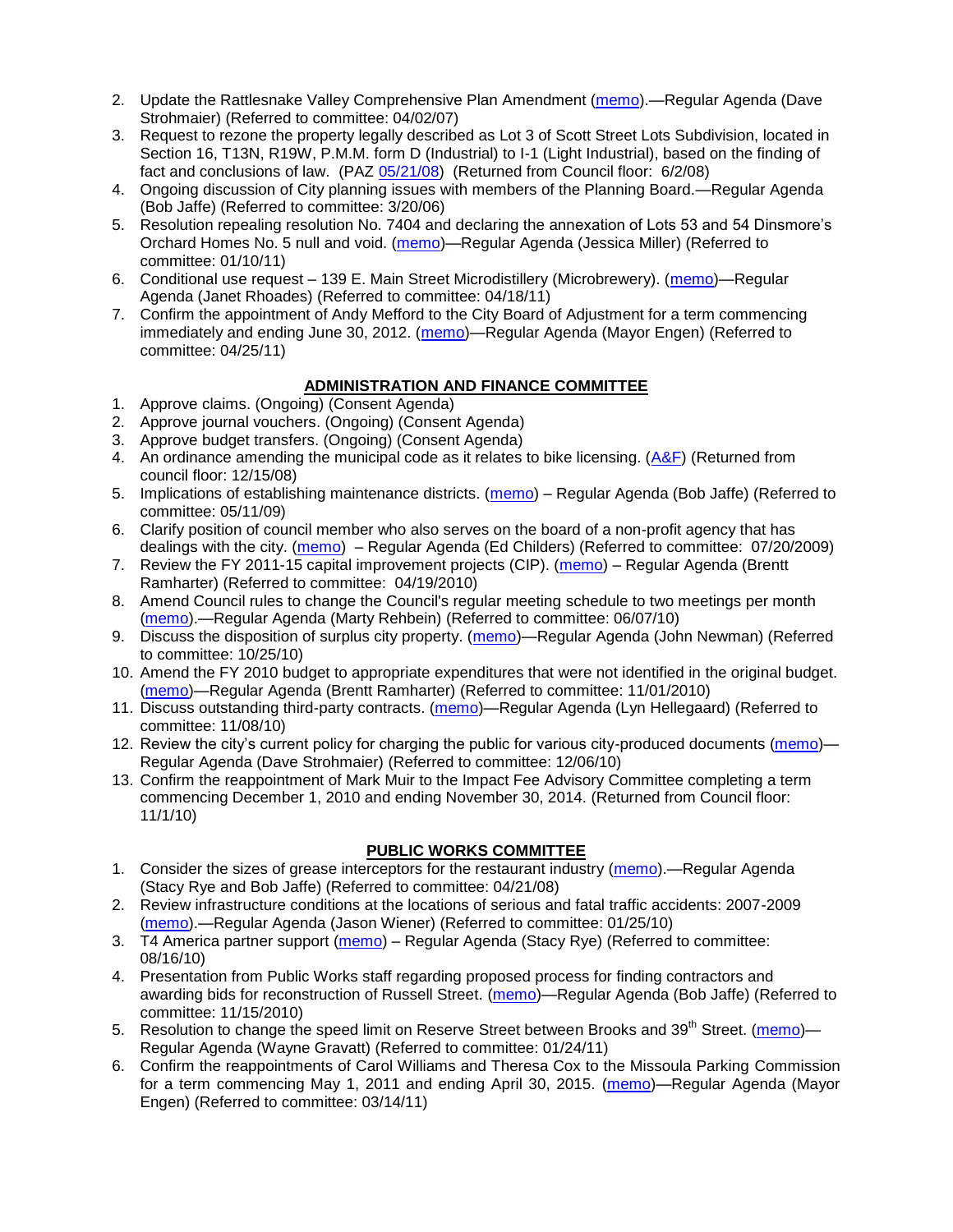2. Update the Rattlesnake Valley Comprehensive Plan Amendment (memo).—Regular Agenda (Dave Strohmaier) (Referred to committee: 04/02/07)
3. Request to rezone the property legally described as Lot 3 of Scott Street Lots Subdivision, located in Section 16, T13N, R19W, P.M.M. form D (Industrial) to I-1 (Light Industrial), based on the finding of fact and conclusions of law. (PAZ 05/21/08) (Returned from Council floor: 6/2/08)
4. Ongoing discussion of City planning issues with members of the Planning Board.—Regular Agenda (Bob Jaffe) (Referred to committee: 3/20/06)
5. Resolution repealing resolution No. 7404 and declaring the annexation of Lots 53 and 54 Dinsmore's Orchard Homes No. 5 null and void. (memo)—Regular Agenda (Jessica Miller) (Referred to committee: 01/10/11)
6. Conditional use request – 139 E. Main Street Microdistillery (Microbrewery). (memo)—Regular Agenda (Janet Rhoades) (Referred to committee: 04/18/11)
7. Confirm the appointment of Andy Mefford to the City Board of Adjustment for a term commencing immediately and ending June 30, 2012. (memo)—Regular Agenda (Mayor Engen) (Referred to committee: 04/25/11)

## ADMINISTRATION AND FINANCE COMMITTEE

1. Approve claims. (Ongoing) (Consent Agenda)
2. Approve journal vouchers. (Ongoing) (Consent Agenda)
3. Approve budget transfers. (Ongoing) (Consent Agenda)
4. An ordinance amending the municipal code as it relates to bike licensing. (A&F) (Returned from council floor: 12/15/08)
5. Implications of establishing maintenance districts. (memo) – Regular Agenda (Bob Jaffe) (Referred to committee: 05/11/09)
6. Clarify position of council member who also serves on the board of a non-profit agency that has dealings with the city. (memo) – Regular Agenda (Ed Childers) (Referred to committee: 07/20/2009)
7. Review the FY 2011-15 capital improvement projects (CIP). (memo) – Regular Agenda (Brentt Ramharter) (Referred to committee: 04/19/2010)
8. Amend Council rules to change the Council's regular meeting schedule to two meetings per month (memo).—Regular Agenda (Marty Rehbein) (Referred to committee: 06/07/10)
9. Discuss the disposition of surplus city property. (memo)—Regular Agenda (John Newman) (Referred to committee: 10/25/10)
10. Amend the FY 2010 budget to appropriate expenditures that were not identified in the original budget. (memo)—Regular Agenda (Brentt Ramharter) (Referred to committee: 11/01/2010)
11. Discuss outstanding third-party contracts. (memo)—Regular Agenda (Lyn Hellegaard) (Referred to committee: 11/08/10)
12. Review the city's current policy for charging the public for various city-produced documents (memo)—Regular Agenda (Dave Strohmaier) (Referred to committee: 12/06/10)
13. Confirm the reappointment of Mark Muir to the Impact Fee Advisory Committee completing a term commencing December 1, 2010 and ending November 30, 2014. (Returned from Council floor: 11/1/10)

## PUBLIC WORKS COMMITTEE

1. Consider the sizes of grease interceptors for the restaurant industry (memo).—Regular Agenda (Stacy Rye and Bob Jaffe) (Referred to committee: 04/21/08)
2. Review infrastructure conditions at the locations of serious and fatal traffic accidents: 2007-2009 (memo).—Regular Agenda (Jason Wiener) (Referred to committee: 01/25/10)
3. T4 America partner support (memo) – Regular Agenda (Stacy Rye) (Referred to committee: 08/16/10)
4. Presentation from Public Works staff regarding proposed process for finding contractors and awarding bids for reconstruction of Russell Street. (memo)—Regular Agenda (Bob Jaffe) (Referred to committee: 11/15/2010)
5. Resolution to change the speed limit on Reserve Street between Brooks and 39th Street. (memo)—Regular Agenda (Wayne Gravatt) (Referred to committee: 01/24/11)
6. Confirm the reappointments of Carol Williams and Theresa Cox to the Missoula Parking Commission for a term commencing May 1, 2011 and ending April 30, 2015. (memo)—Regular Agenda (Mayor Engen) (Referred to committee: 03/14/11)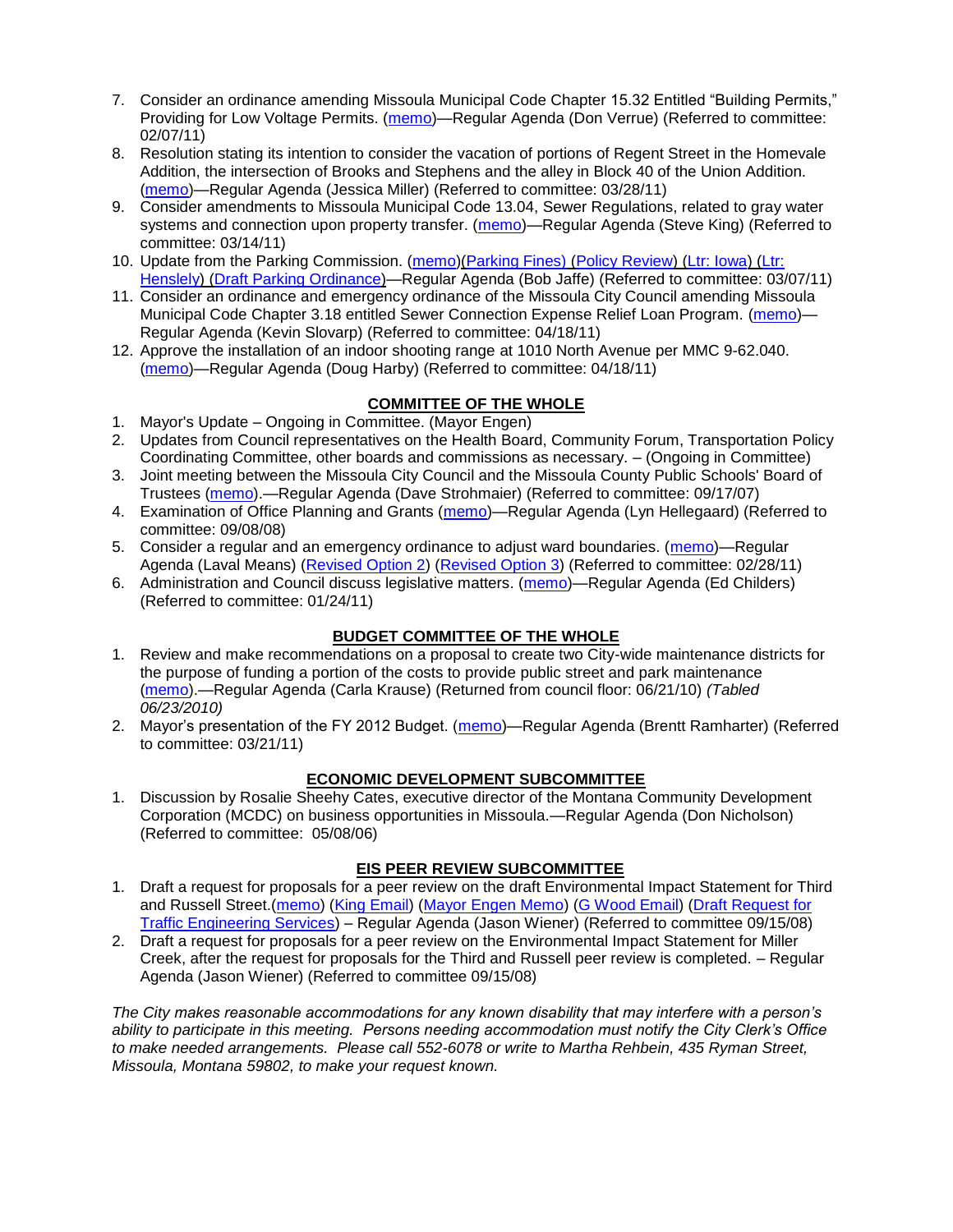7. Consider an ordinance amending Missoula Municipal Code Chapter 15.32 Entitled "Building Permits," Providing for Low Voltage Permits. (memo)—Regular Agenda (Don Verrue) (Referred to committee: 02/07/11)
8. Resolution stating its intention to consider the vacation of portions of Regent Street in the Homevale Addition, the intersection of Brooks and Stephens and the alley in Block 40 of the Union Addition. (memo)—Regular Agenda (Jessica Miller) (Referred to committee: 03/28/11)
9. Consider amendments to Missoula Municipal Code 13.04, Sewer Regulations, related to gray water systems and connection upon property transfer. (memo)—Regular Agenda (Steve King) (Referred to committee: 03/14/11)
10. Update from the Parking Commission. (memo)(Parking Fines) (Policy Review) (Ltr: Iowa) (Ltr: Hensley) (Draft Parking Ordinance)—Regular Agenda (Bob Jaffe) (Referred to committee: 03/07/11)
11. Consider an ordinance and emergency ordinance of the Missoula City Council amending Missoula Municipal Code Chapter 3.18 entitled Sewer Connection Expense Relief Loan Program. (memo)—Regular Agenda (Kevin Slovarp) (Referred to committee: 04/18/11)
12. Approve the installation of an indoor shooting range at 1010 North Avenue per MMC 9-62.040. (memo)—Regular Agenda (Doug Harby) (Referred to committee: 04/18/11)

## COMMITTEE OF THE WHOLE

1. Mayor's Update – Ongoing in Committee. (Mayor Engen)
2. Updates from Council representatives on the Health Board, Community Forum, Transportation Policy Coordinating Committee, other boards and commissions as necessary. – (Ongoing in Committee)
3. Joint meeting between the Missoula City Council and the Missoula County Public Schools' Board of Trustees (memo).—Regular Agenda (Dave Strohmaier) (Referred to committee: 09/17/07)
4. Examination of Office Planning and Grants (memo)—Regular Agenda (Lyn Hellegaard) (Referred to committee: 09/08/08)
5. Consider a regular and an emergency ordinance to adjust ward boundaries. (memo)—Regular Agenda (Laval Means) (Revised Option 2) (Revised Option 3) (Referred to committee: 02/28/11)
6. Administration and Council discuss legislative matters. (memo)—Regular Agenda (Ed Childers) (Referred to committee: 01/24/11)

## BUDGET COMMITTEE OF THE WHOLE

1. Review and make recommendations on a proposal to create two City-wide maintenance districts for the purpose of funding a portion of the costs to provide public street and park maintenance (memo).—Regular Agenda (Carla Krause) (Returned from council floor: 06/21/10) *(Tabled 06/23/2010)*
2. Mayor's presentation of the FY 2012 Budget. (memo)—Regular Agenda (Brentt Ramharter) (Referred to committee: 03/21/11)

## ECONOMIC DEVELOPMENT SUBCOMMITTEE

1. Discussion by Rosalie Sheehy Cates, executive director of the Montana Community Development Corporation (MCDC) on business opportunities in Missoula.—Regular Agenda (Don Nicholson) (Referred to committee: 05/08/06)

## EIS PEER REVIEW SUBCOMMITTEE

1. Draft a request for proposals for a peer review on the draft Environmental Impact Statement for Third and Russell Street.(memo) (King Email) (Mayor Engen Memo) (G Wood Email) (Draft Request for Traffic Engineering Services) – Regular Agenda (Jason Wiener) (Referred to committee 09/15/08)
2. Draft a request for proposals for a peer review on the Environmental Impact Statement for Miller Creek, after the request for proposals for the Third and Russell peer review is completed. – Regular Agenda (Jason Wiener) (Referred to committee 09/15/08)

*The City makes reasonable accommodations for any known disability that may interfere with a person's ability to participate in this meeting. Persons needing accommodation must notify the City Clerk's Office to make needed arrangements. Please call 552-6078 or write to Martha Rehbein, 435 Ryman Street, Missoula, Montana 59802, to make your request known.*